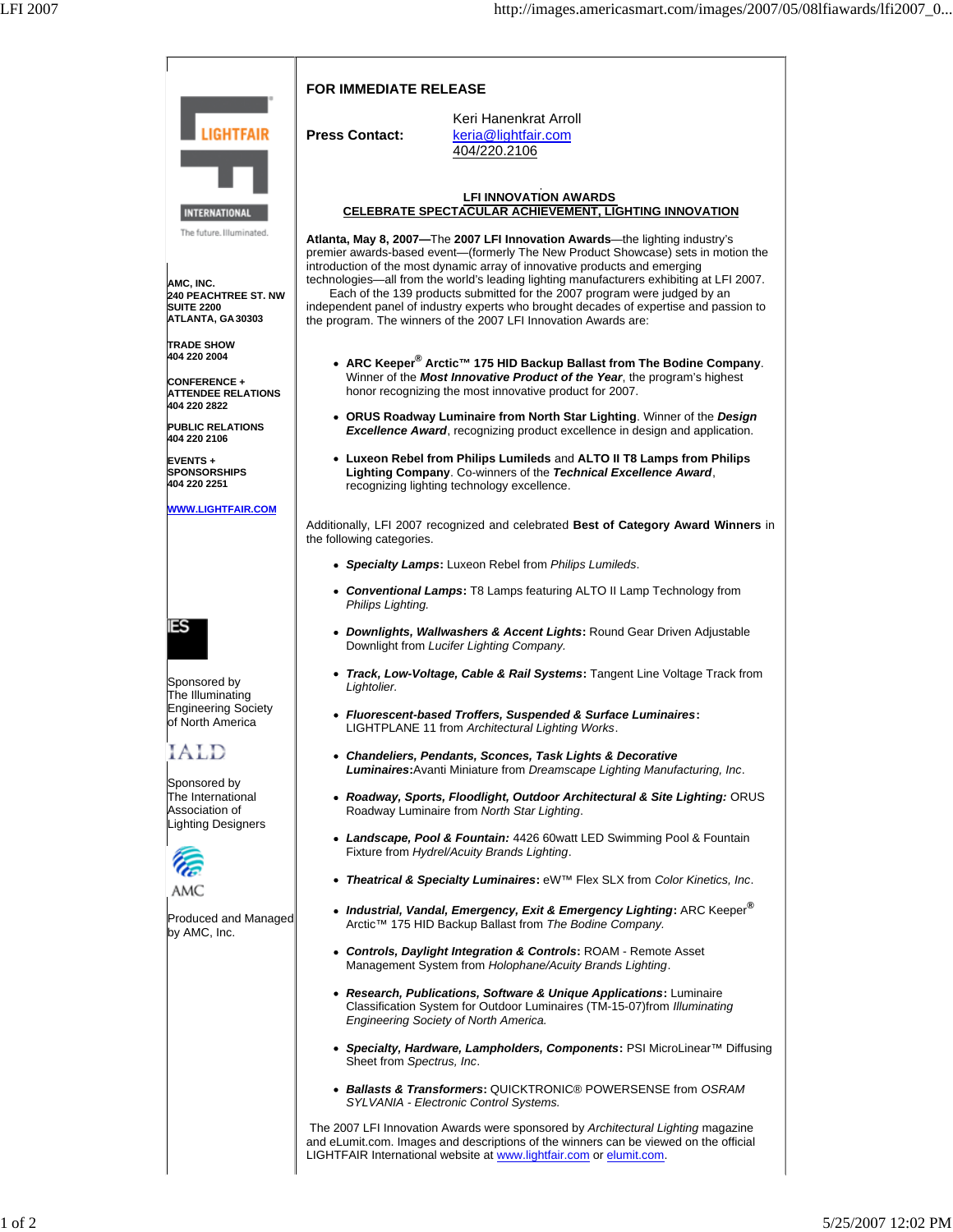LIGHTFAIR INTERNATIONAL

The future. Illuminated.

**AMC, INC.**
**240 PEACHTREE ST. NW**
**SUITE 2200**
**ATLANTA, GA 30303**

**TRADE SHOW**
**404 220 2004**

**CONFERENCE + ATTENDEE RELATIONS**
**404 220 2822**

**PUBLIC RELATIONS**
**404 220 2106**

**EVENTS + SPONSORSHIPS**
**404 220 2251**

**WWW.LIGHTFAIR.COM**

IES

Sponsored by The Illuminating Engineering Society of North America

IALD

Sponsored by The International Association of Lighting Designers

AMC

Produced and Managed by AMC, Inc.

**FOR IMMEDIATE RELEASE**

**Press Contact:** Keri Hanenkrat Arroll
keria@lightfair.com
404/220.2106

## LFI INNOVATION AWARDS CELEBRATE SPECTACULAR ACHIEVEMENT, LIGHTING INNOVATION

**Atlanta, May 8, 2007—**The **2007 LFI Innovation Awards**—the lighting industry's premier awards-based event—(formerly The New Product Showcase) sets in motion the introduction of the most dynamic array of innovative products and emerging technologies—all from the world's leading lighting manufacturers exhibiting at LFI 2007.

Each of the 139 products submitted for the 2007 program were judged by an independent panel of industry experts who brought decades of expertise and passion to the program. The winners of the 2007 LFI Innovation Awards are:

- **ARC Keeper® Arctic™ 175 HID Backup Ballast from The Bodine Company**. Winner of the ***Most Innovative Product of the Year***, the program's highest honor recognizing the most innovative product for 2007.
- **ORUS Roadway Luminaire from North Star Lighting**. Winner of the ***Design Excellence Award***, recognizing product excellence in design and application.
- **Luxeon Rebel from Philips Lumileds** and **ALTO II T8 Lamps from Philips Lighting Company**. Co-winners of the ***Technical Excellence Award***, recognizing lighting technology excellence.

Additionally, LFI 2007 recognized and celebrated **Best of Category Award Winners** in the following categories.

- ***Specialty Lamps*: ** Luxeon Rebel from *Philips Lumileds*.
- ***Conventional Lamps*: ** T8 Lamps featuring ALTO II Lamp Technology from *Philips Lighting.*
- ***Downlights, Wallwashers & Accent Lights*: ** Round Gear Driven Adjustable Downlight from *Lucifer Lighting Company.*
- ***Track, Low-Voltage, Cable & Rail Systems*: ** Tangent Line Voltage Track from *Lightolier.*
- ***Fluorescent-based Troffers, Suspended & Surface Luminaires*: ** LIGHTPLANE 11 from *Architectural Lighting Works*.
- ***Chandeliers, Pendants, Sconces, Task Lights & Decorative Luminaires*: **Avanti Miniature from *Dreamscape Lighting Manufacturing, Inc*.
- ***Roadway, Sports, Floodlight, Outdoor Architectural & Site Lighting:*** ORUS Roadway Luminaire from *North Star Lighting*.
- ***Landscape, Pool & Fountain:*** 4426 60watt LED Swimming Pool & Fountain Fixture from *Hydrel/Acuity Brands Lighting*.
- ***Theatrical & Specialty Luminaires*: ** eW™ Flex SLX from *Color Kinetics, Inc*.
- ***Industrial, Vandal, Emergency, Exit & Emergency Lighting*: ** ARC Keeper® Arctic™ 175 HID Backup Ballast from *The Bodine Company.*
- ***Controls, Daylight Integration & Controls*: ** ROAM - Remote Asset Management System from *Holophane/Acuity Brands Lighting*.
- ***Research, Publications, Software & Unique Applications*: ** Luminaire Classification System for Outdoor Luminaires (TM-15-07)from *Illuminating Engineering Society of North America.*
- ***Specialty, Hardware, Lampholders, Components*: ** PSI MicroLinear™ Diffusing Sheet from *Spectrus, Inc*.
- ***Ballasts & Transformers*: ** QUICKTRONIC® POWERSENSE from *OSRAM SYLVANIA - Electronic Control Systems.*

The 2007 LFI Innovation Awards were sponsored by *Architectural Lighting* magazine and eLumit.com. Images and descriptions of the winners can be viewed on the official LIGHTFAIR International website at www.lightfair.com or elumit.com.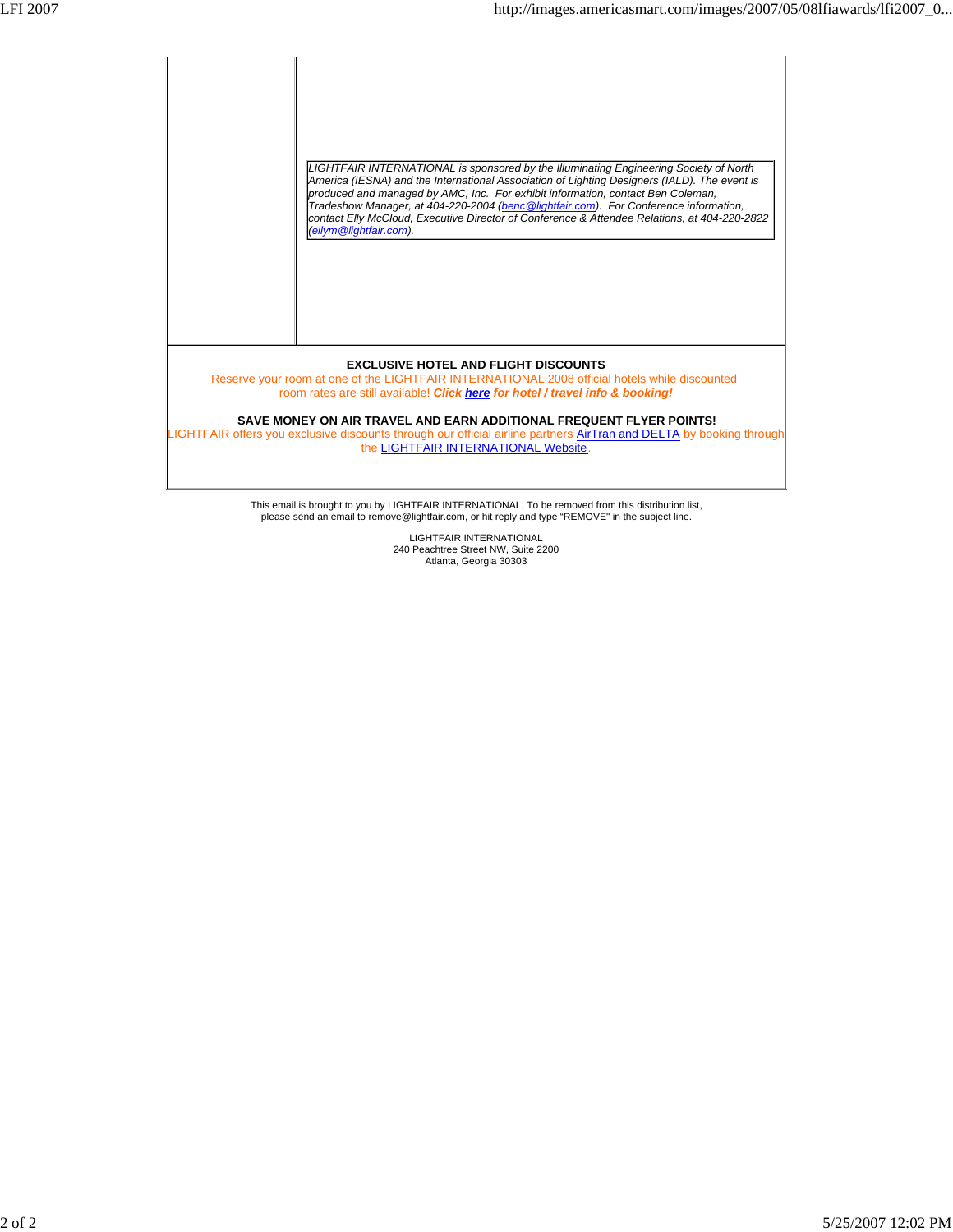*LIGHTFAIR INTERNATIONAL is sponsored by the Illuminating Engineering Society of North America (IESNA) and the International Association of Lighting Designers (IALD). The event is produced and managed by AMC, Inc. For exhibit information, contact Ben Coleman, Tradeshow Manager, at 404-220-2004 (benc@lightfair.com). For Conference information, contact Elly McCloud, Executive Director of Conference & Attendee Relations, at 404-220-2822 (ellym@lightfair.com).*

**EXCLUSIVE HOTEL AND FLIGHT DISCOUNTS**

Reserve your room at one of the LIGHTFAIR INTERNATIONAL 2008 official hotels while discounted room rates are still available! ***Click here for hotel / travel info & booking!***

**SAVE MONEY ON AIR TRAVEL AND EARN ADDITIONAL FREQUENT FLYER POINTS!**

LIGHTFAIR offers you exclusive discounts through our official airline partners AirTran and DELTA by booking through the LIGHTFAIR INTERNATIONAL Website.

This email is brought to you by LIGHTFAIR INTERNATIONAL. To be removed from this distribution list, please send an email to remove@lightfair.com, or hit reply and type "REMOVE" in the subject line.

LIGHTFAIR INTERNATIONAL
240 Peachtree Street NW, Suite 2200
Atlanta, Georgia 30303